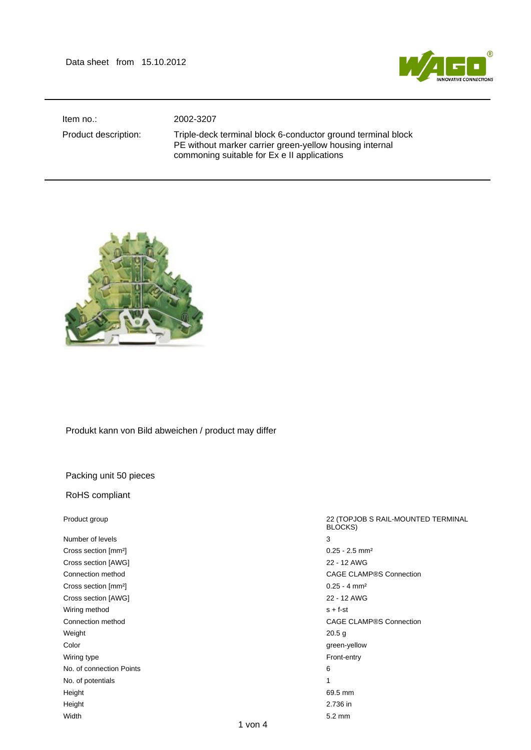Data sheet from 15.10.2012

| | |
|---|---|
| Item no.: | 2002-3207 |
| Product description: | Triple-deck terminal block 6-conductor ground terminal block PE without marker carrier green-yellow housing internal commoning suitable for Ex e II applications |

Produkt kann von Bild abweichen / product may differ

Packing unit 50 pieces

RoHS compliant

| | |
|---|---|
| Product group | 22 (TOPJOB S RAIL-MOUNTED TERMINAL BLOCKS) |
| Number of levels | 3 |
| Cross section [mm²] | 0.25 - 2.5 mm² |
| Cross section [AWG] | 22 - 12 AWG |
| Connection method | CAGE CLAMP®S Connection |
| Cross section [mm²] | 0.25 - 4 mm² |
| Cross section [AWG] | 22 - 12 AWG |
| Wiring method | s + f-st |
| Connection method | CAGE CLAMP®S Connection |
| Weight | 20.5 g |
| Color | green-yellow |
| Wiring type | Front-entry |
| No. of connection Points | 6 |
| No. of potentials | 1 |
| Height | 69.5 mm |
| Height | 2.736 in |
| Width | 5.2 mm |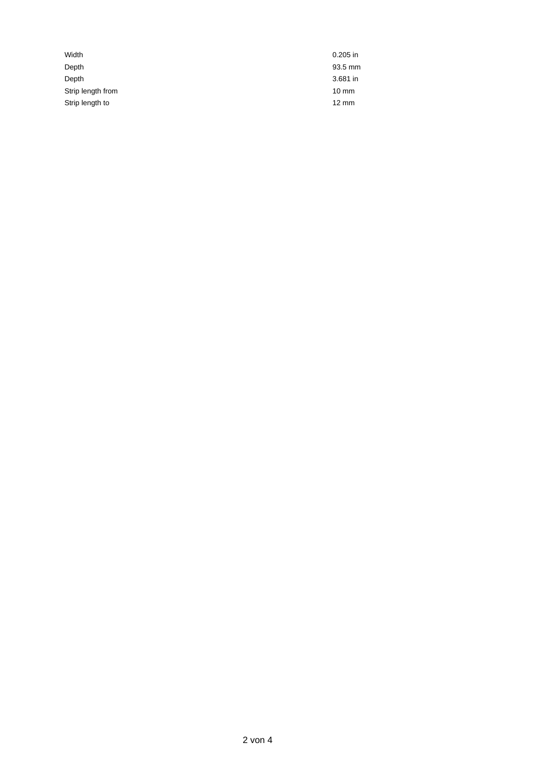| | |
|---|---|
| Width | 0.205 in |
| Depth | 93.5 mm |
| Depth | 3.681 in |
| Strip length from | 10 mm |
| Strip length to | 12 mm |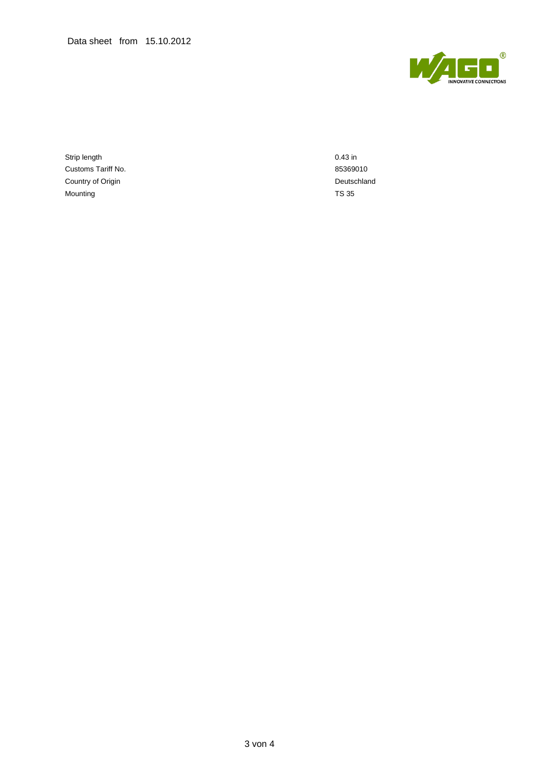| | |
|---|---|
| Strip length | 0.43 in |
| Customs Tariff No. | 85369010 |
| Country of Origin | Deutschland |
| Mounting | TS 35 |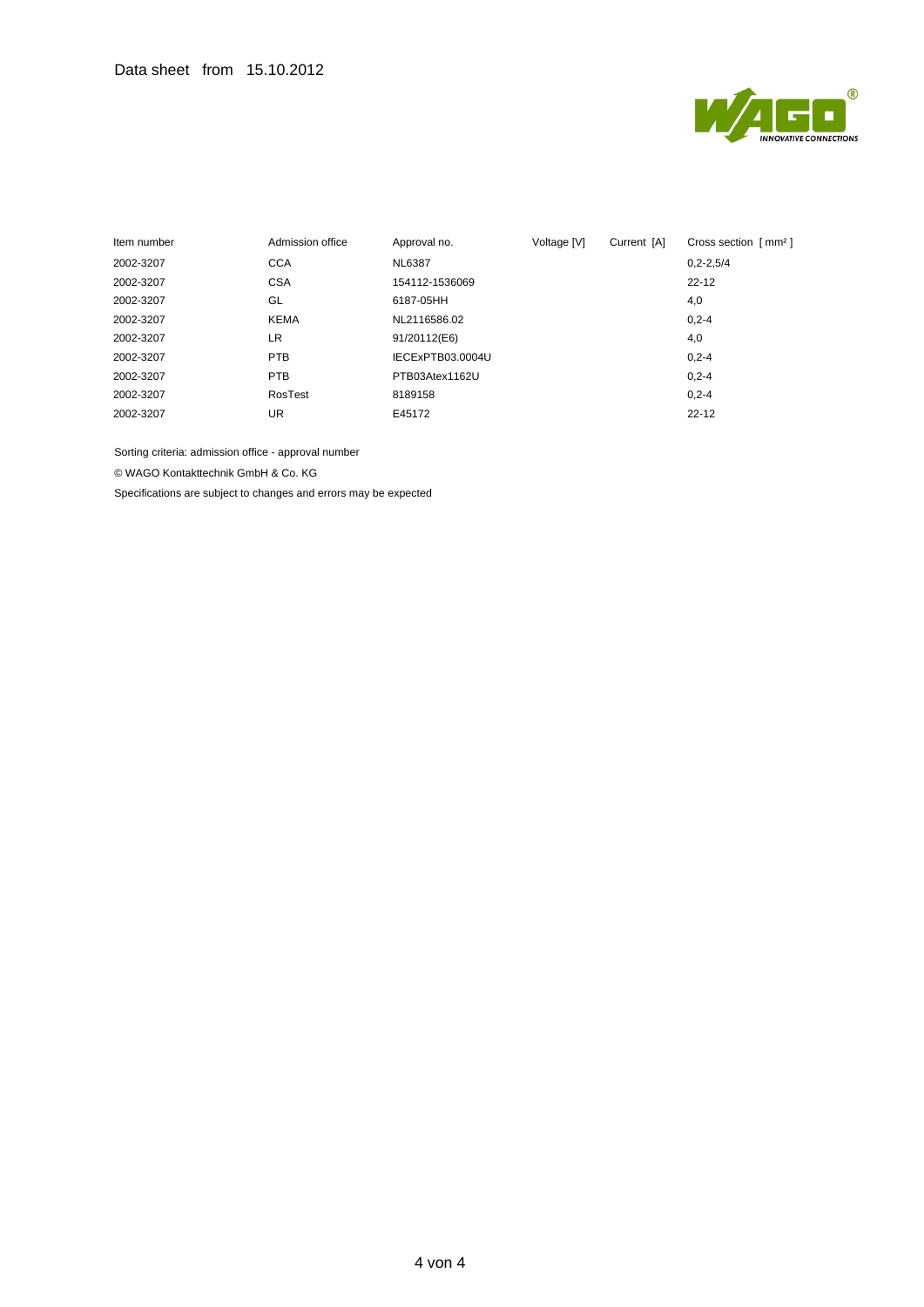| Item number | Admission office | Approval no. | Voltage [V] | Current [A] | Cross section [ mm² ] |
|---|---|---|---|---|---|
| 2002-3207 | CCA | NL6387 | | | 0,2-2,5/4 |
| 2002-3207 | CSA | 154112-1536069 | | | 22-12 |
| 2002-3207 | GL | 6187-05HH | | | 4,0 |
| 2002-3207 | KEMA | NL2116586.02 | | | 0,2-4 |
| 2002-3207 | LR | 91/20112(E6) | | | 4,0 |
| 2002-3207 | PTB | IECExPTB03.0004U | | | 0,2-4 |
| 2002-3207 | PTB | PTB03Atex1162U | | | 0,2-4 |
| 2002-3207 | RosTest | 8189158 | | | 0,2-4 |
| 2002-3207 | UR | E45172 | | | 22-12 |

Sorting criteria: admission office - approval number

© WAGO Kontakttechnik GmbH & Co. KG

Specifications are subject to changes and errors may be expected